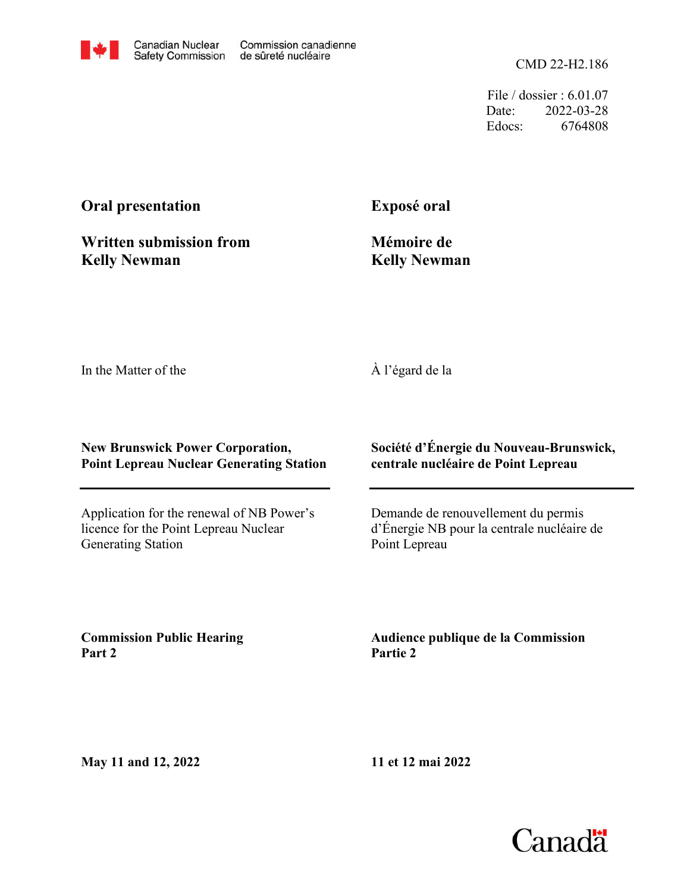Canadian Nuclear Safety Commission / Commission canadienne de sûreté nucléaire

CMD 22-H2.186

File / dossier : 6.01.07
Date: 2022-03-28
Edocs: 6764808

**Oral presentation**

**Written submission from Kelly Newman**

**Exposé oral**

**Mémoire de Kelly Newman**

In the Matter of the

À l'égard de la

**New Brunswick Power Corporation, Point Lepreau Nuclear Generating Station**

**Société d'Énergie du Nouveau-Brunswick, centrale nucléaire de Point Lepreau**

Application for the renewal of NB Power's licence for the Point Lepreau Nuclear Generating Station

Demande de renouvellement du permis d'Énergie NB pour la centrale nucléaire de Point Lepreau

**Commission Public Hearing Part 2**

**Audience publique de la Commission Partie 2**

**May 11 and 12, 2022**

**11 et 12 mai 2022**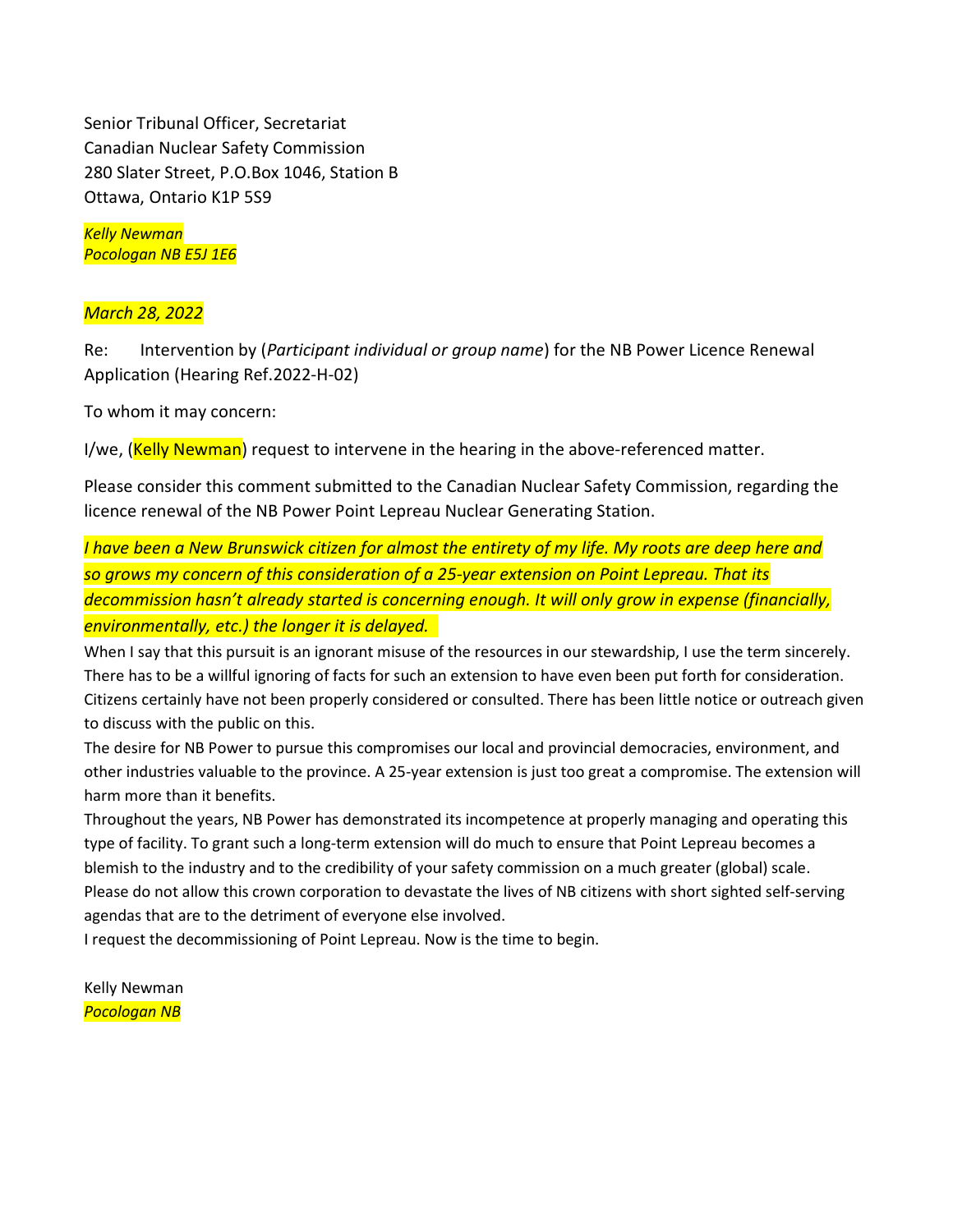Senior Tribunal Officer, Secretariat
Canadian Nuclear Safety Commission
280 Slater Street, P.O.Box 1046, Station B
Ottawa, Ontario K1P 5S9

*Kelly Newman*
*Pocologan NB E5J 1E6*

*March 28, 2022*

Re: Intervention by (*Participant individual or group name*) for the NB Power Licence Renewal Application (Hearing Ref.2022-H-02)

To whom it may concern:

I/we, (Kelly Newman) request to intervene in the hearing in the above-referenced matter.

Please consider this comment submitted to the Canadian Nuclear Safety Commission, regarding the licence renewal of the NB Power Point Lepreau Nuclear Generating Station.

*I have been a New Brunswick citizen for almost the entirety of my life. My roots are deep here and so grows my concern of this consideration of a 25-year extension on Point Lepreau. That its decommission hasn't already started is concerning enough. It will only grow in expense (financially, environmentally, etc.) the longer it is delayed.*

When I say that this pursuit is an ignorant misuse of the resources in our stewardship, I use the term sincerely. There has to be a willful ignoring of facts for such an extension to have even been put forth for consideration. Citizens certainly have not been properly considered or consulted. There has been little notice or outreach given to discuss with the public on this.

The desire for NB Power to pursue this compromises our local and provincial democracies, environment, and other industries valuable to the province. A 25-year extension is just too great a compromise. The extension will harm more than it benefits.

Throughout the years, NB Power has demonstrated its incompetence at properly managing and operating this type of facility. To grant such a long-term extension will do much to ensure that Point Lepreau becomes a blemish to the industry and to the credibility of your safety commission on a much greater (global) scale.

Please do not allow this crown corporation to devastate the lives of NB citizens with short sighted self-serving agendas that are to the detriment of everyone else involved.

I request the decommissioning of Point Lepreau. Now is the time to begin.

Kelly Newman
*Pocologan NB*